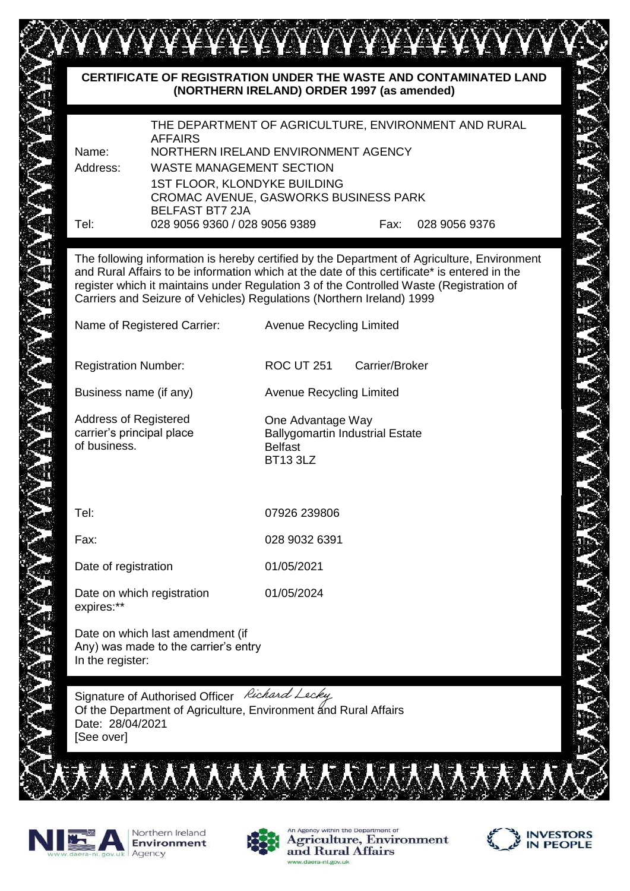# CERTIFICATE OF REGISTRATION UNDER THE WASTE AND CONTAMINATED LAND (NORTHERN IRELAND) ORDER 1997 (as amended)

| | |
|---|---|
| | THE DEPARTMENT OF AGRICULTURE, ENVIRONMENT AND RURAL AFFAIRS |
| Name: | NORTHERN IRELAND ENVIRONMENT AGENCY |
| Address: | WASTE MANAGEMENT SECTION |
| | 1ST FLOOR, KLONDYKE BUILDING<br>CROMAC AVENUE, GASWORKS BUSINESS PARK<br>BELFAST BT7 2JA |
| Tel: | 028 9056 9360 / 028 9056 9389 Fax: 028 9056 9376 |

The following information is hereby certified by the Department of Agriculture, Environment and Rural Affairs to be information which at the date of this certificate* is entered in the register which it maintains under Regulation 3 of the Controlled Waste (Registration of Carriers and Seizure of Vehicles) Regulations (Northern Ireland) 1999

| | |
|---|---|
| Name of Registered Carrier: | Avenue Recycling Limited |
| Registration Number: | ROC UT 251 Carrier/Broker |
| Business name (if any) | Avenue Recycling Limited |
| Address of Registered carrier's principal place of business. | One Advantage Way<br>Ballygomartin Industrial Estate<br>Belfast<br>BT13 3LZ |
| Tel: | 07926 239806 |
| Fax: | 028 9032 6391 |
| Date of registration | 01/05/2021 |
| Date on which registration expires:** | 01/05/2024 |
| Date on which last amendment (if Any) was made to the carrier's entry In the register: | |

Signature of Authorised Officer *Richard Lecky*
Of the Department of Agriculture, Environment and Rural Affairs
Date: 28/04/2021
[See over]

Northern Ireland Environment Agency

An Agency within the Department of Agriculture, Environment and Rural Affairs
www.daera-ni.gov.uk

INVESTORS IN PEOPLE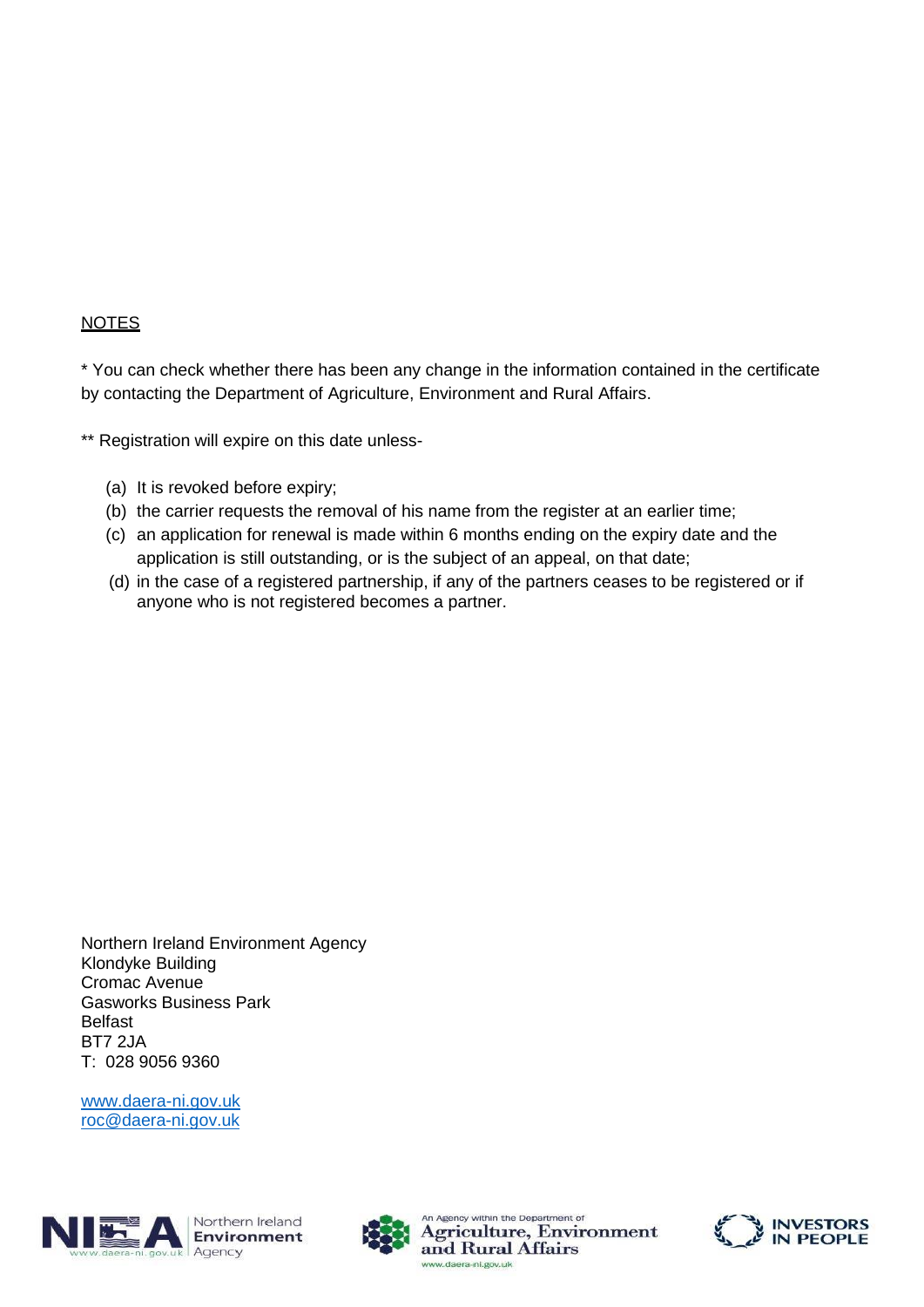NOTES

* You can check whether there has been any change in the information contained in the certificate by contacting the Department of Agriculture, Environment and Rural Affairs.

** Registration will expire on this date unless-

(a) It is revoked before expiry;
(b) the carrier requests the removal of his name from the register at an earlier time;
(c) an application for renewal is made within 6 months ending on the expiry date and the application is still outstanding, or is the subject of an appeal, on that date;
(d) in the case of a registered partnership, if any of the partners ceases to be registered or if anyone who is not registered becomes a partner.

Northern Ireland Environment Agency
Klondyke Building
Cromac Avenue
Gasworks Business Park
Belfast
BT7 2JA
T: 028 9056 9360

www.daera-ni.gov.uk
roc@daera-ni.gov.uk